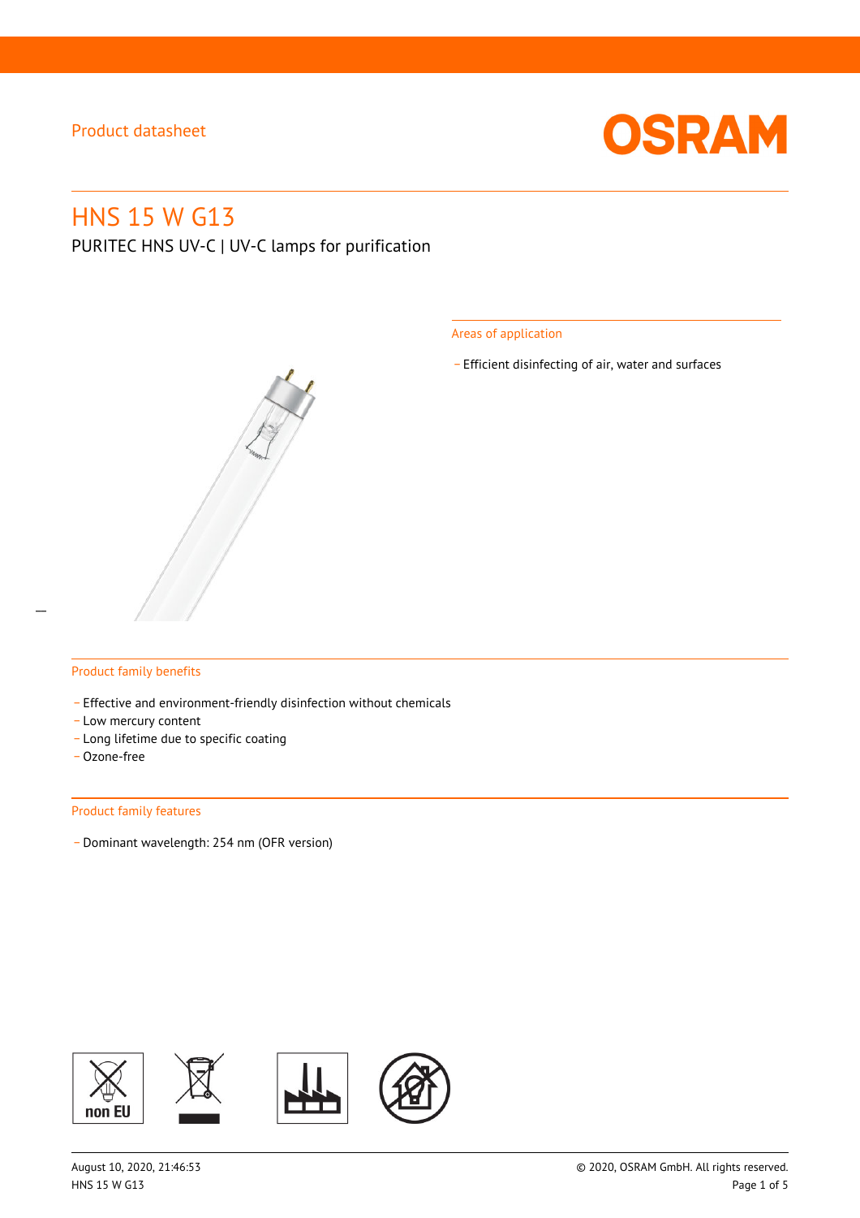Product datasheet

# HNS 15 W G13

PURITEC HNS UV-C | UV-C lamps for purification

## Areas of application

- Efficient disinfecting of air, water and surfaces

## Product family benefits

- Effective and environment-friendly disinfection without chemicals
- Low mercury content
- Long lifetime due to specific coating
- Ozone-free

## Product family features

- Dominant wavelength: 254 nm (OFR version)

non EU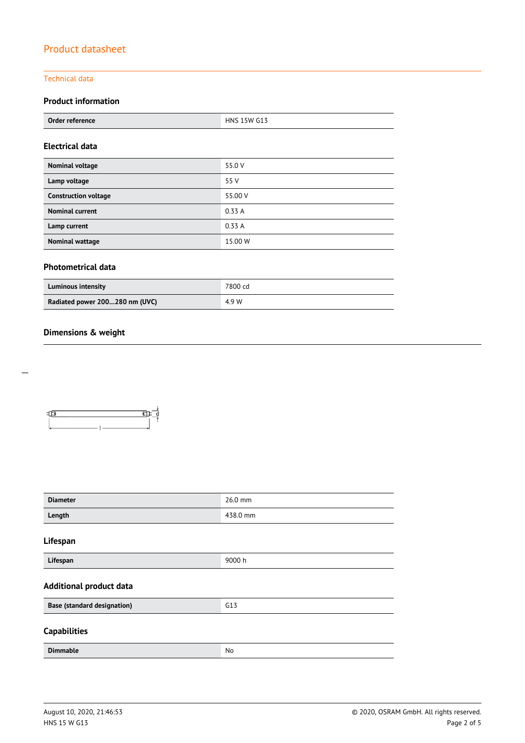# Product datasheet

## Technical data

### Product information

| Order reference | HNS 15W G13 |
|---|---|

### Electrical data

| Nominal voltage | 55.0 V |
|---|---|
| Lamp voltage | 55 V |
| Construction voltage | 55.00 V |
| Nominal current | 0.33 A |
| Lamp current | 0.33 A |
| Nominal wattage | 15.00 W |

### Photometrical data

| Luminous intensity | 7800 cd |
|---|---|
| Radiated power 200...280 nm (UVC) | 4.9 W |

### Dimensions & weight

| Diameter | 26.0 mm |
|---|---|
| Length | 438.0 mm |

### Lifespan

| Lifespan | 9000 h |
|---|---|

### Additional product data

| Base (standard designation) | G13 |
|---|---|

### Capabilities

| Dimmable | No |
|---|---|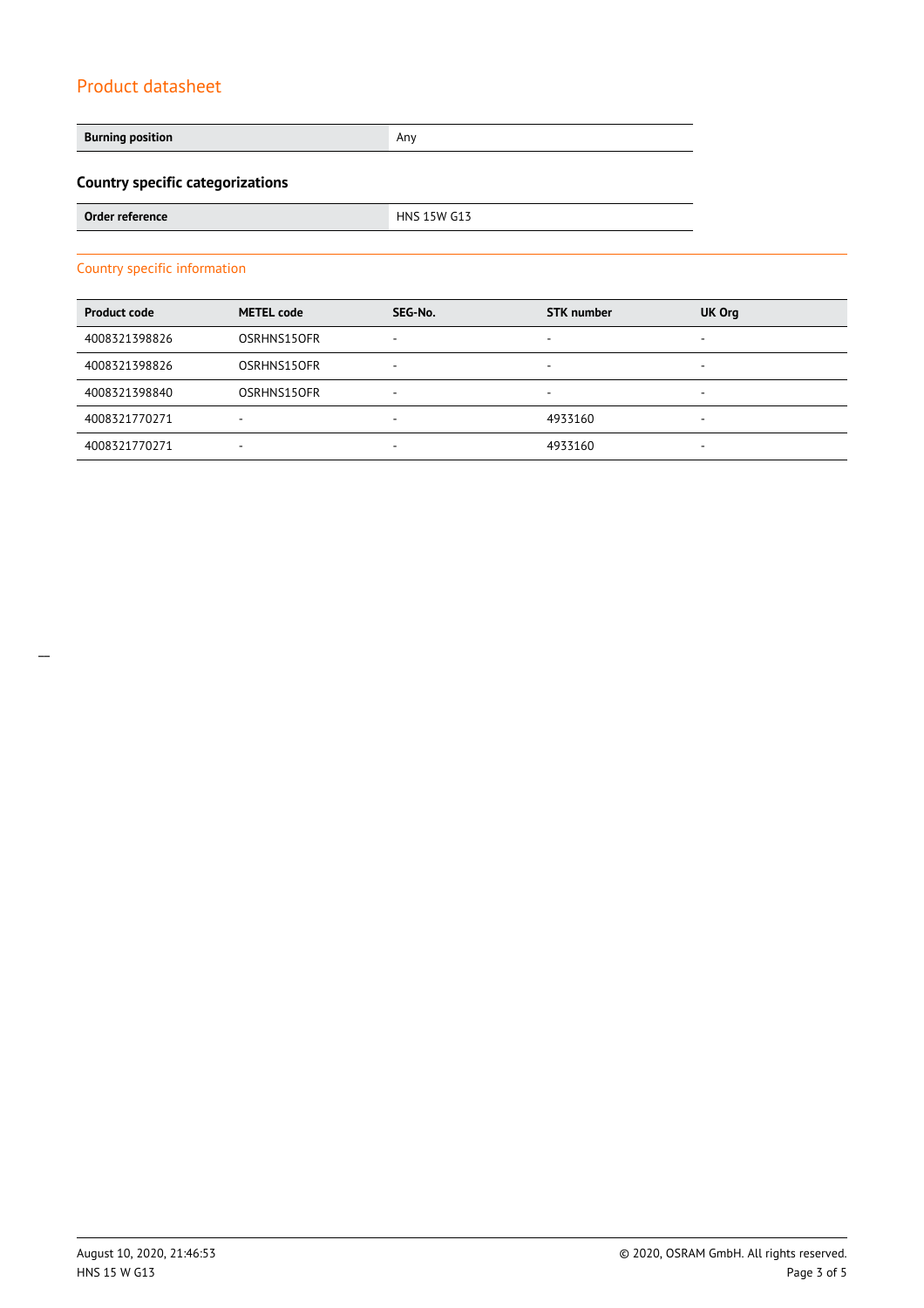# Product datasheet

| Burning position | Any |
| --- | --- |

### Country specific categorizations

| Order reference | HNS 15W G13 |
| --- | --- |

## Country specific information

| Product code | METEL code | SEG-No. | STK number | UK Org |
| --- | --- | --- | --- | --- |
| 4008321398826 | OSRHNS15OFR | - | - | - |
| 4008321398826 | OSRHNS15OFR | - | - | - |
| 4008321398840 | OSRHNS15OFR | - | - | - |
| 4008321770271 | - | - | 4933160 | - |
| 4008321770271 | - | - | 4933160 | - |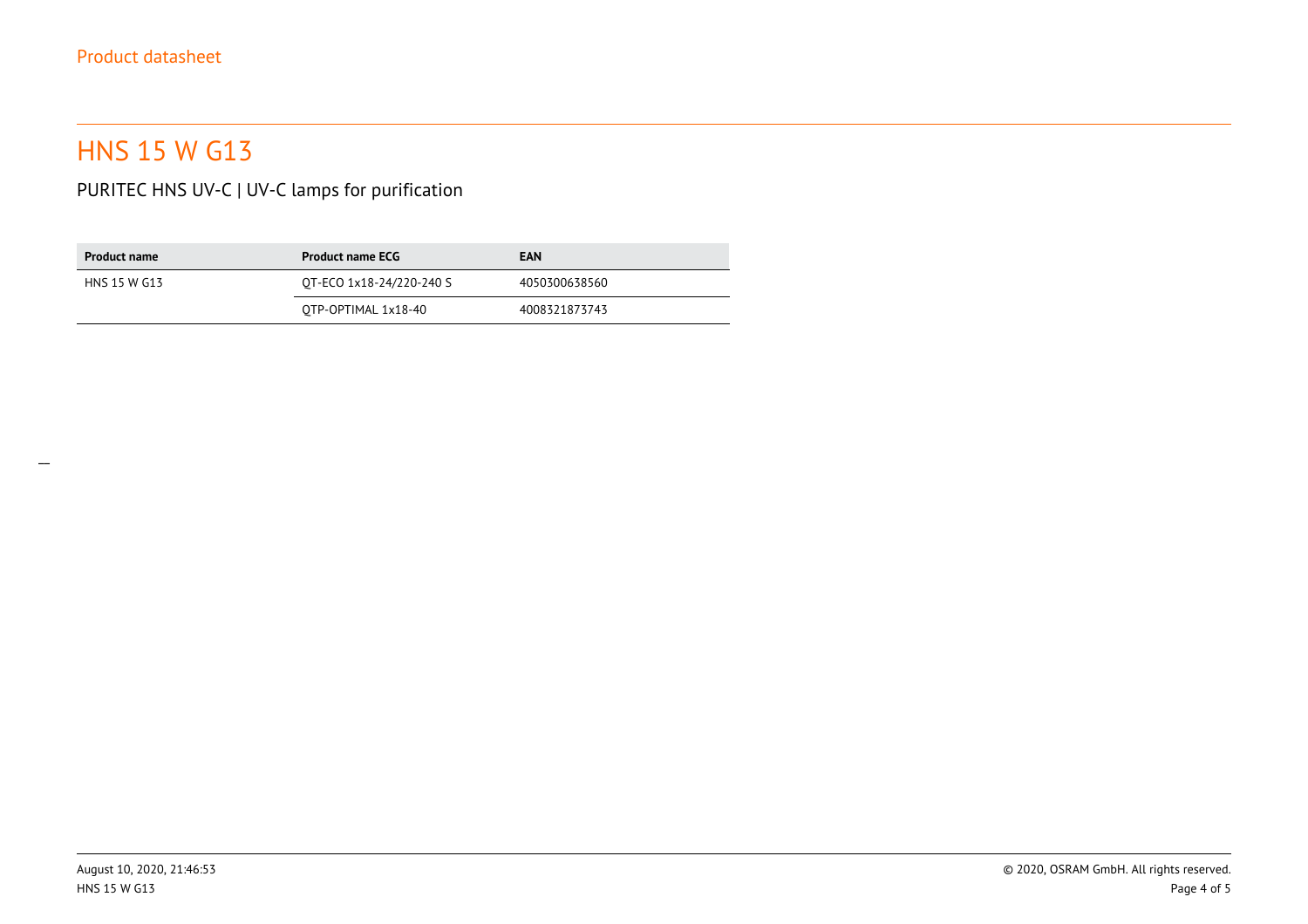# HNS 15 W G13

PURITEC HNS UV-C | UV-C lamps for purification

| Product name | Product name ECG | EAN |
| --- | --- | --- |
| HNS 15 W G13 | QT-ECO 1x18-24/220-240 S | 4050300638560 |
| | QTP-OPTIMAL 1x18-40 | 4008321873743 |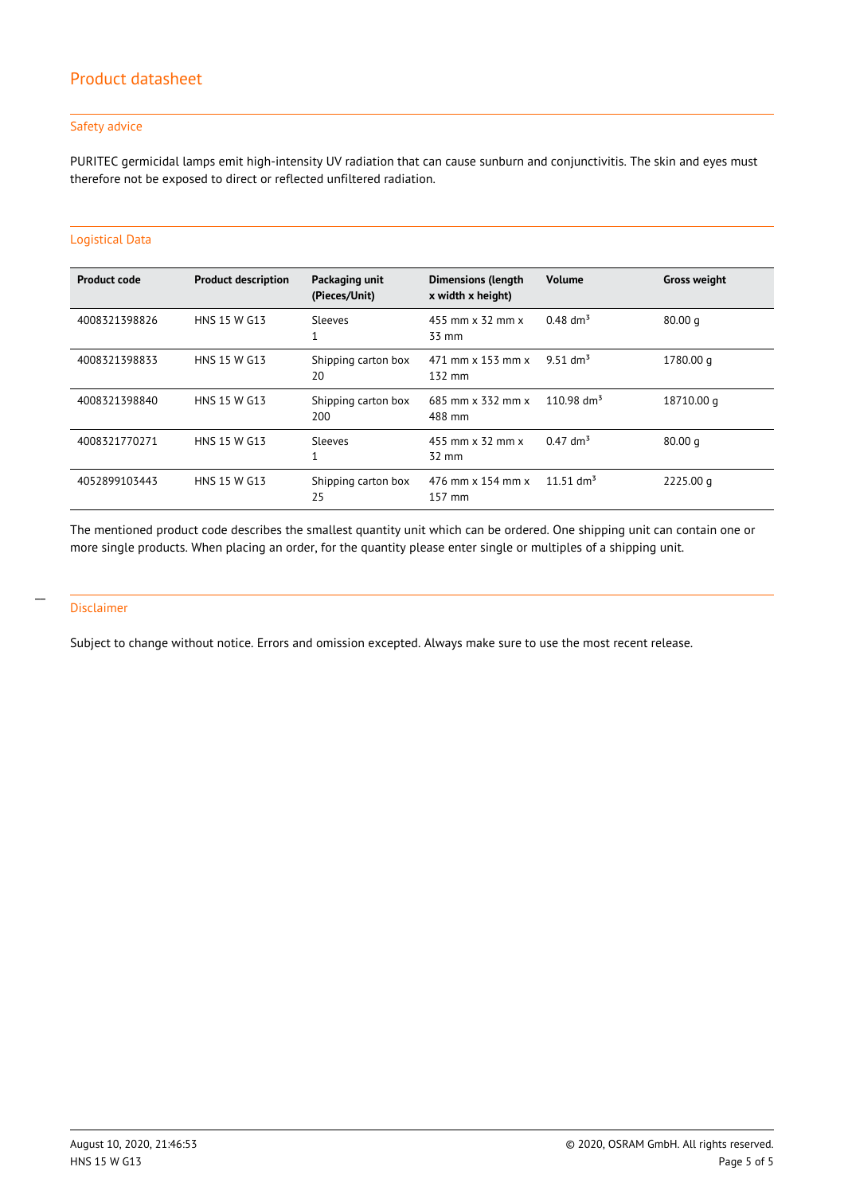## Safety advice

PURITEC germicidal lamps emit high-intensity UV radiation that can cause sunburn and conjunctivitis. The skin and eyes must therefore not be exposed to direct or reflected unfiltered radiation.

## Logistical Data

| Product code | Product description | Packaging unit (Pieces/Unit) | Dimensions (length x width x height) | Volume | Gross weight |
|---|---|---|---|---|---|
| 4008321398826 | HNS 15 W G13 | Sleeves 1 | 455 mm x 32 mm x 33 mm | 0.48 $dm^3$ | 80.00 g |
| 4008321398833 | HNS 15 W G13 | Shipping carton box 20 | 471 mm x 153 mm x 132 mm | 9.51 $dm^3$ | 1780.00 g |
| 4008321398840 | HNS 15 W G13 | Shipping carton box 200 | 685 mm x 332 mm x 488 mm | 110.98 $dm^3$ | 18710.00 g |
| 4008321770271 | HNS 15 W G13 | Sleeves 1 | 455 mm x 32 mm x 32 mm | 0.47 $dm^3$ | 80.00 g |
| 4052899103443 | HNS 15 W G13 | Shipping carton box 25 | 476 mm x 154 mm x 157 mm | 11.51 $dm^3$ | 2225.00 g |

The mentioned product code describes the smallest quantity unit which can be ordered. One shipping unit can contain one or more single products. When placing an order, for the quantity please enter single or multiples of a shipping unit.

## Disclaimer

Subject to change without notice. Errors and omission excepted. Always make sure to use the most recent release.